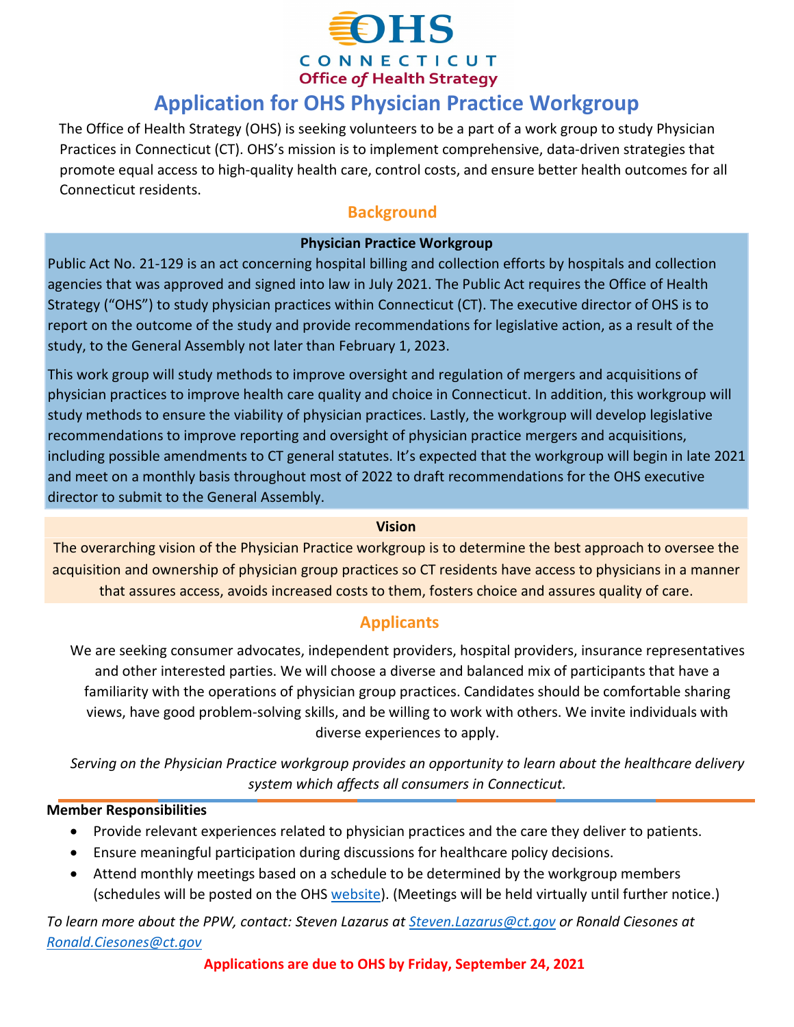OHS
CONNECTICUT
Office *of* Health Strategy

# Application for OHS Physician Practice Workgroup

The Office of Health Strategy (OHS) is seeking volunteers to be a part of a work group to study Physician Practices in Connecticut (CT). OHS's mission is to implement comprehensive, data-driven strategies that promote equal access to high-quality health care, control costs, and ensure better health outcomes for all Connecticut residents.

## Background

**Physician Practice Workgroup**

Public Act No. 21-129 is an act concerning hospital billing and collection efforts by hospitals and collection agencies that was approved and signed into law in July 2021. The Public Act requires the Office of Health Strategy ("OHS") to study physician practices within Connecticut (CT). The executive director of OHS is to report on the outcome of the study and provide recommendations for legislative action, as a result of the study, to the General Assembly not later than February 1, 2023.

This work group will study methods to improve oversight and regulation of mergers and acquisitions of physician practices to improve health care quality and choice in Connecticut. In addition, this workgroup will study methods to ensure the viability of physician practices. Lastly, the workgroup will develop legislative recommendations to improve reporting and oversight of physician practice mergers and acquisitions, including possible amendments to CT general statutes. It's expected that the workgroup will begin in late 2021 and meet on a monthly basis throughout most of 2022 to draft recommendations for the OHS executive director to submit to the General Assembly.

**Vision**

The overarching vision of the Physician Practice workgroup is to determine the best approach to oversee the acquisition and ownership of physician group practices so CT residents have access to physicians in a manner that assures access, avoids increased costs to them, fosters choice and assures quality of care.

## Applicants

We are seeking consumer advocates, independent providers, hospital providers, insurance representatives and other interested parties. We will choose a diverse and balanced mix of participants that have a familiarity with the operations of physician group practices. Candidates should be comfortable sharing views, have good problem-solving skills, and be willing to work with others. We invite individuals with diverse experiences to apply.

*Serving on the Physician Practice workgroup provides an opportunity to learn about the healthcare delivery system which affects all consumers in Connecticut.*

**Member Responsibilities**

- Provide relevant experiences related to physician practices and the care they deliver to patients.
- Ensure meaningful participation during discussions for healthcare policy decisions.
- Attend monthly meetings based on a schedule to be determined by the workgroup members (schedules will be posted on the OHS website). (Meetings will be held virtually until further notice.)

*To learn more about the PPW, contact: Steven Lazarus at Steven.Lazarus@ct.gov or Ronald Ciesones at Ronald.Ciesones@ct.gov*

**Applications are due to OHS by Friday, September 24, 2021**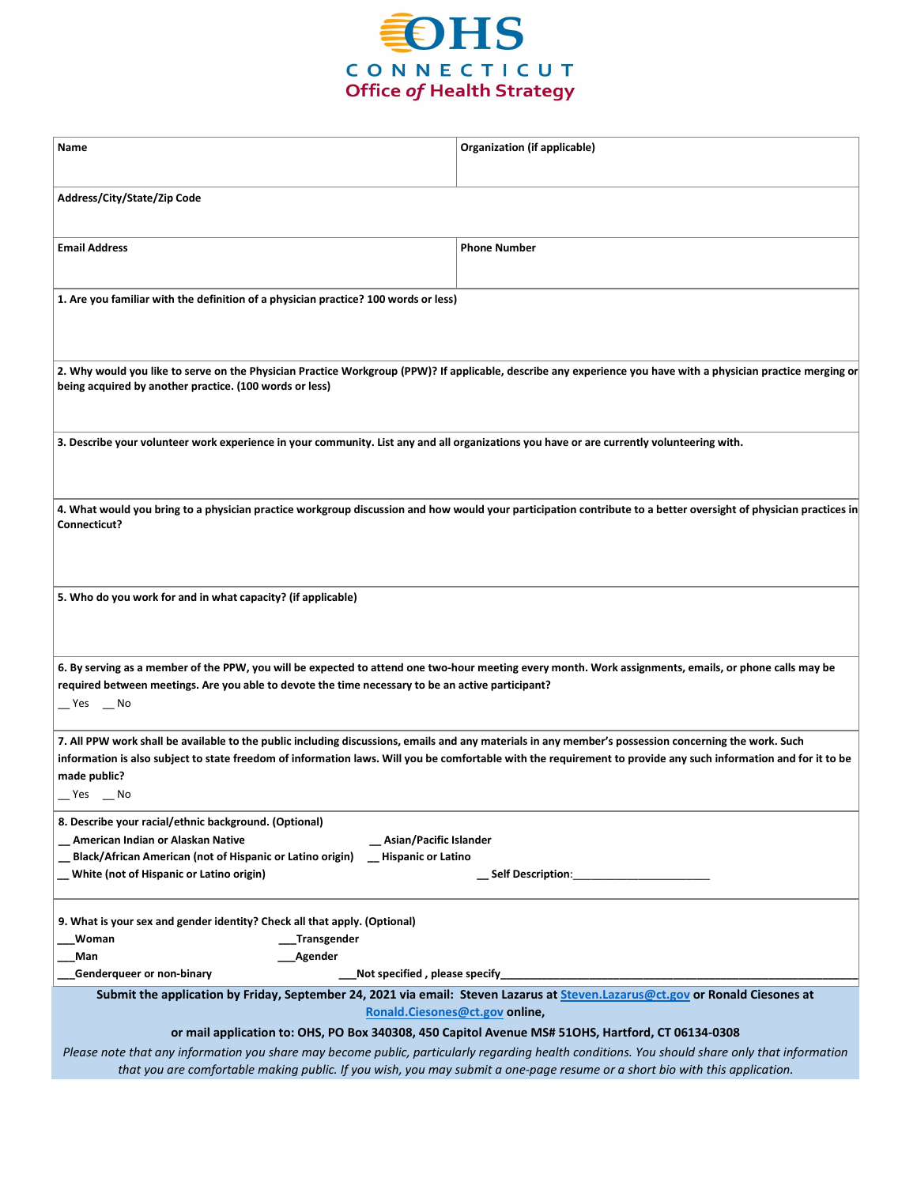# OHS

**CONNECTICUT**

**Office of Health Strategy**

| | |
|---|---|
| **Name** | **Organization (if applicable)** |
| **Address/City/State/Zip Code** | |
| **Email Address** | **Phone Number** |

**1. Are you familiar with the definition of a physician practice? 100 words or less)**

**2. Why would you like to serve on the Physician Practice Workgroup (PPW)? If applicable, describe any experience you have with a physician practice merging or being acquired by another practice. (100 words or less)**

**3. Describe your volunteer work experience in your community. List any and all organizations you have or are currently volunteering with.**

**4. What would you bring to a physician practice workgroup discussion and how would your participation contribute to a better oversight of physician practices in Connecticut?**

**5. Who do you work for and in what capacity? (if applicable)**

**6. By serving as a member of the PPW, you will be expected to attend one two-hour meeting every month. Work assignments, emails, or phone calls may be required between meetings. Are you able to devote the time necessary to be an active participant?**

__ Yes __ No

**7. All PPW work shall be available to the public including discussions, emails and any materials in any member's possession concerning the work. Such information is also subject to state freedom of information laws. Will you be comfortable with the requirement to provide any such information and for it to be made public?**

__ Yes __ No

**8. Describe your racial/ethnic background. (Optional)**

__ **American Indian or Alaskan Native**

__ **Asian/Pacific Islander**

__ **Black/African American (not of Hispanic or Latino origin)**

__ **Hispanic or Latino**

__ **White (not of Hispanic or Latino origin)**

__ **Self Description**:________________________

**9. What is your sex and gender identity? Check all that apply. (Optional)**

___**Woman**

___**Transgender**

___**Man**

___**Agender**

___**Genderqueer or non-binary**

___**Not specified , please specify**____________________________________________________________

**Submit the application by Friday, September 24, 2021 via email: Steven Lazarus at Steven.Lazarus@ct.gov or Ronald Ciesones at Ronald.Ciesones@ct.gov online,**

**or mail application to: OHS, PO Box 340308, 450 Capitol Avenue MS# 51OHS, Hartford, CT 06134-0308**

*Please note that any information you share may become public, particularly regarding health conditions. You should share only that information that you are comfortable making public. If you wish, you may submit a one-page resume or a short bio with this application.*